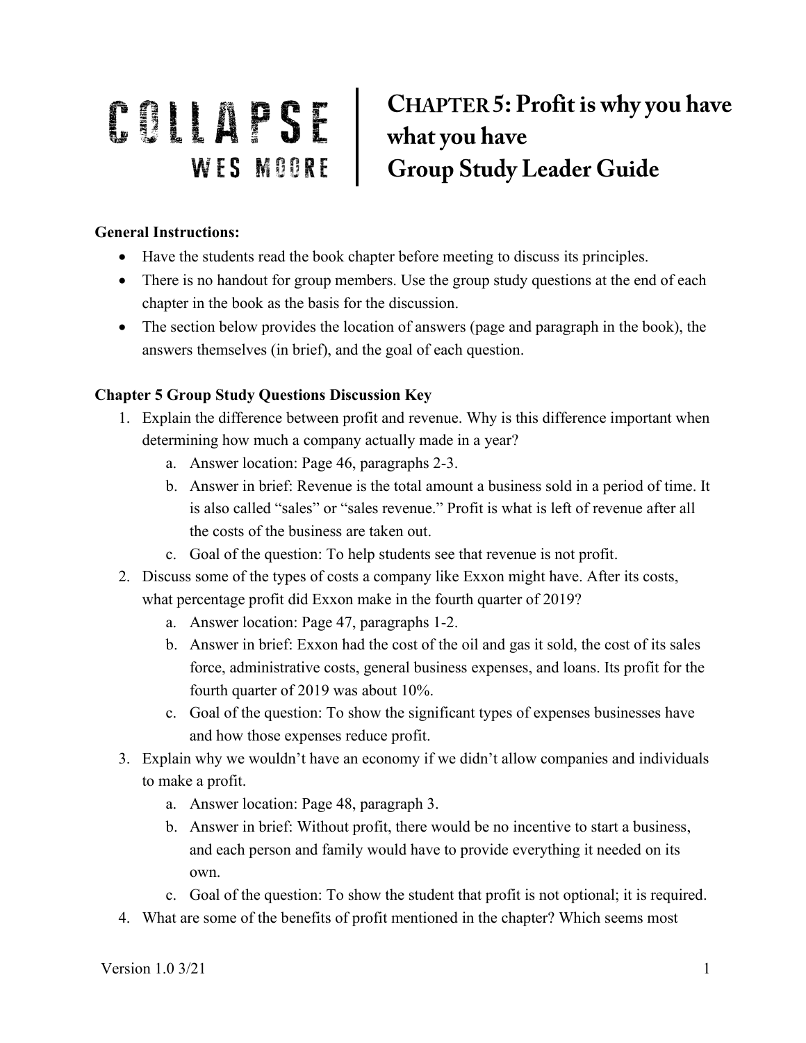# COLLAPSE
## WES MOORE

# CHAPTER 5: Profit is why you have what you have
# Group Study Leader Guide

**General Instructions:**

- Have the students read the book chapter before meeting to discuss its principles.
- There is no handout for group members. Use the group study questions at the end of each chapter in the book as the basis for the discussion.
- The section below provides the location of answers (page and paragraph in the book), the answers themselves (in brief), and the goal of each question.

**Chapter 5 Group Study Questions Discussion Key**

1. Explain the difference between profit and revenue. Why is this difference important when determining how much a company actually made in a year?
   a. Answer location: Page 46, paragraphs 2-3.
   b. Answer in brief: Revenue is the total amount a business sold in a period of time. It is also called "sales" or "sales revenue." Profit is what is left of revenue after all the costs of the business are taken out.
   c. Goal of the question: To help students see that revenue is not profit.
2. Discuss some of the types of costs a company like Exxon might have. After its costs, what percentage profit did Exxon make in the fourth quarter of 2019?
   a. Answer location: Page 47, paragraphs 1-2.
   b. Answer in brief: Exxon had the cost of the oil and gas it sold, the cost of its sales force, administrative costs, general business expenses, and loans. Its profit for the fourth quarter of 2019 was about 10%.
   c. Goal of the question: To show the significant types of expenses businesses have and how those expenses reduce profit.
3. Explain why we wouldn't have an economy if we didn't allow companies and individuals to make a profit.
   a. Answer location: Page 48, paragraph 3.
   b. Answer in brief: Without profit, there would be no incentive to start a business, and each person and family would have to provide everything it needed on its own.
   c. Goal of the question: To show the student that profit is not optional; it is required.
4. What are some of the benefits of profit mentioned in the chapter? Which seems most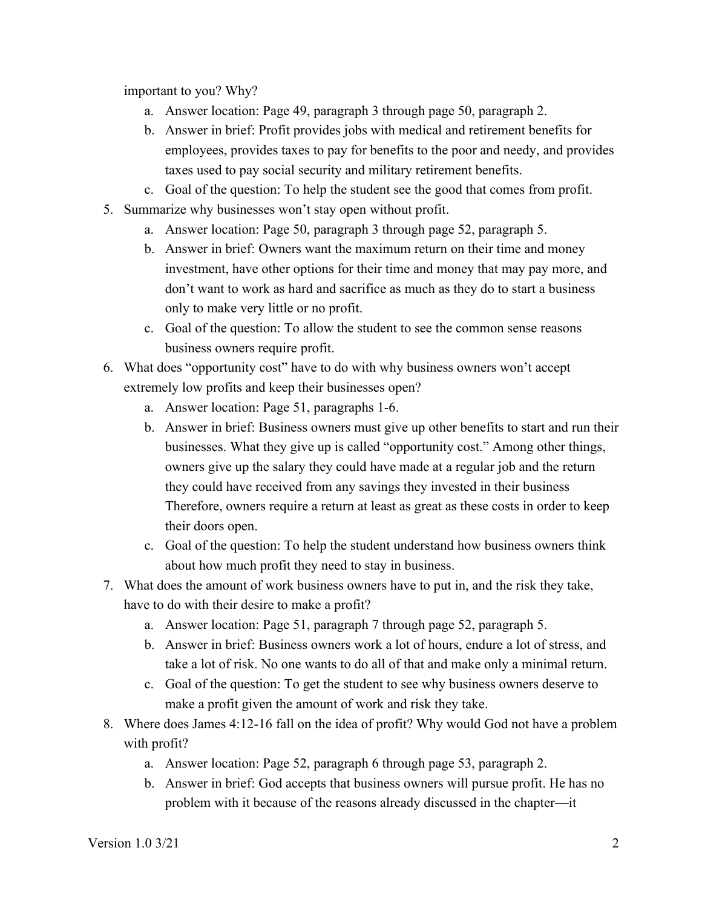important to you? Why?

   a. Answer location: Page 49, paragraph 3 through page 50, paragraph 2.
   b. Answer in brief: Profit provides jobs with medical and retirement benefits for employees, provides taxes to pay for benefits to the poor and needy, and provides taxes used to pay social security and military retirement benefits.
   c. Goal of the question: To help the student see the good that comes from profit.

5. Summarize why businesses won't stay open without profit.
   a. Answer location: Page 50, paragraph 3 through page 52, paragraph 5.
   b. Answer in brief: Owners want the maximum return on their time and money investment, have other options for their time and money that may pay more, and don't want to work as hard and sacrifice as much as they do to start a business only to make very little or no profit.
   c. Goal of the question: To allow the student to see the common sense reasons business owners require profit.

6. What does "opportunity cost" have to do with why business owners won't accept extremely low profits and keep their businesses open?
   a. Answer location: Page 51, paragraphs 1-6.
   b. Answer in brief: Business owners must give up other benefits to start and run their businesses. What they give up is called "opportunity cost." Among other things, owners give up the salary they could have made at a regular job and the return they could have received from any savings they invested in their business Therefore, owners require a return at least as great as these costs in order to keep their doors open.
   c. Goal of the question: To help the student understand how business owners think about how much profit they need to stay in business.

7. What does the amount of work business owners have to put in, and the risk they take, have to do with their desire to make a profit?
   a. Answer location: Page 51, paragraph 7 through page 52, paragraph 5.
   b. Answer in brief: Business owners work a lot of hours, endure a lot of stress, and take a lot of risk. No one wants to do all of that and make only a minimal return.
   c. Goal of the question: To get the student to see why business owners deserve to make a profit given the amount of work and risk they take.

8. Where does James 4:12-16 fall on the idea of profit? Why would God not have a problem with profit?
   a. Answer location: Page 52, paragraph 6 through page 53, paragraph 2.
   b. Answer in brief: God accepts that business owners will pursue profit. He has no problem with it because of the reasons already discussed in the chapter—it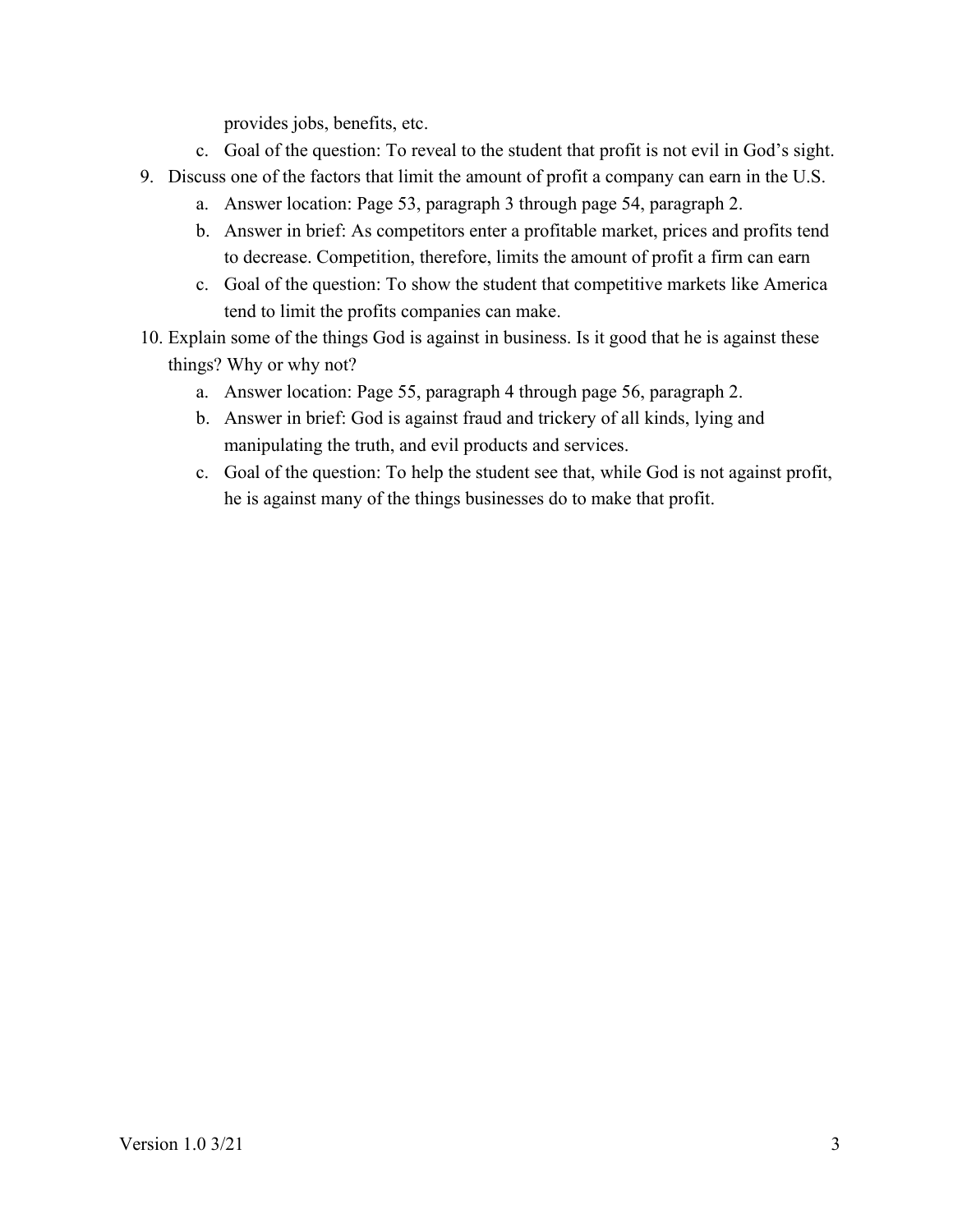provides jobs, benefits, etc.

c. Goal of the question: To reveal to the student that profit is not evil in God's sight.

9. Discuss one of the factors that limit the amount of profit a company can earn in the U.S.
    a. Answer location: Page 53, paragraph 3 through page 54, paragraph 2.
    b. Answer in brief: As competitors enter a profitable market, prices and profits tend to decrease. Competition, therefore, limits the amount of profit a firm can earn
    c. Goal of the question: To show the student that competitive markets like America tend to limit the profits companies can make.
10. Explain some of the things God is against in business. Is it good that he is against these things? Why or why not?
    a. Answer location: Page 55, paragraph 4 through page 56, paragraph 2.
    b. Answer in brief: God is against fraud and trickery of all kinds, lying and manipulating the truth, and evil products and services.
    c. Goal of the question: To help the student see that, while God is not against profit, he is against many of the things businesses do to make that profit.